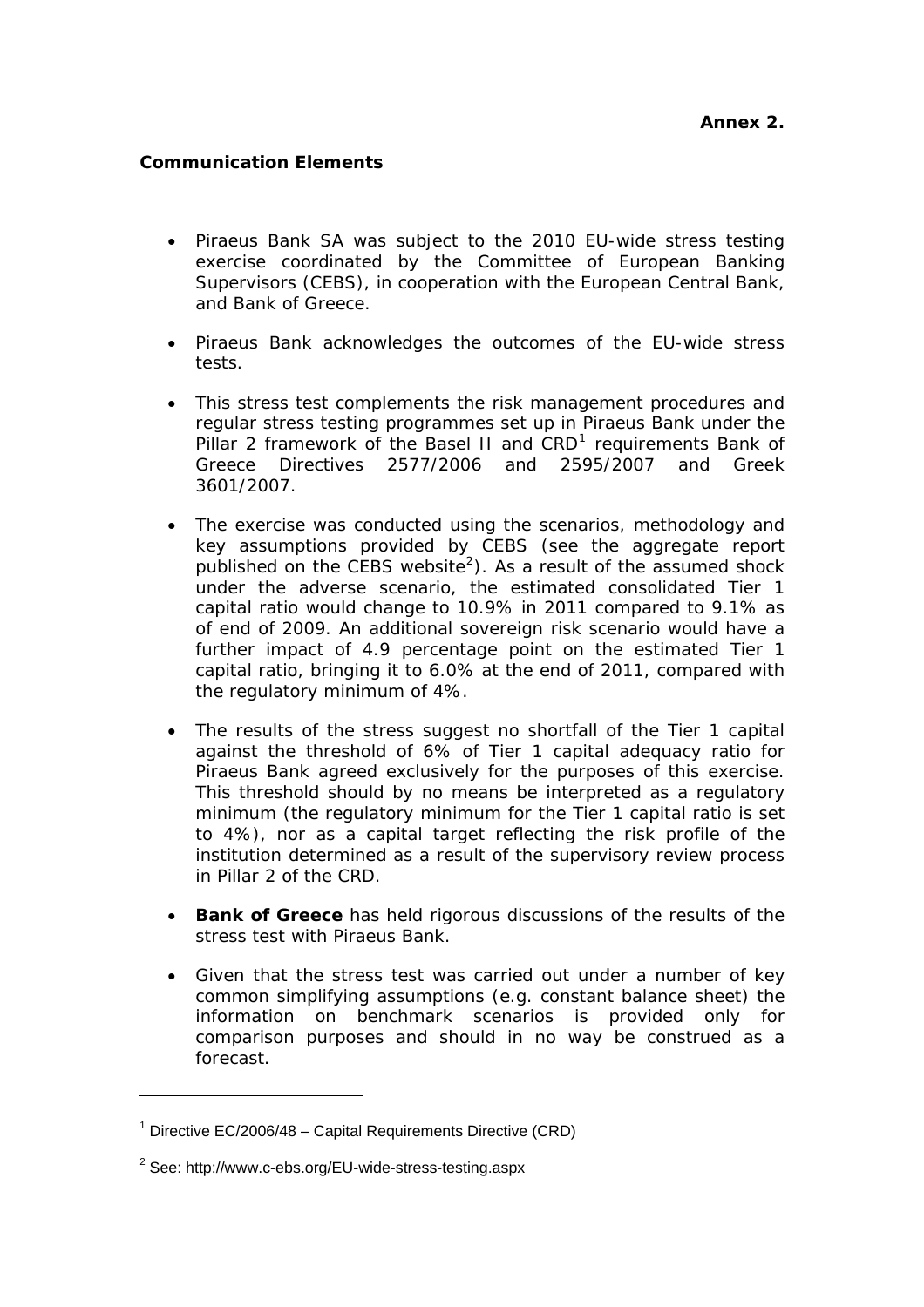**Annex 2.**

**Communication Elements**

- Piraeus Bank SA was subject to the 2010 EU-wide stress testing exercise coordinated by the Committee of European Banking Supervisors (CEBS), in cooperation with the European Central Bank, and Bank of Greece.
- Piraeus Bank acknowledges the outcomes of the EU-wide stress tests.
- This stress test complements the risk management procedures and regular stress testing programmes set up in Piraeus Bank under the Pillar 2 framework of the Basel II and CRD[1] requirements Bank of Greece Directives 2577/2006 and 2595/2007 and Greek 3601/2007.
- The exercise was conducted using the scenarios, methodology and key assumptions provided by CEBS (see the aggregate report published on the CEBS website[2]). As a result of the assumed shock under the adverse scenario, the estimated consolidated Tier 1 capital ratio would change to 10.9% in 2011 compared to 9.1% as of end of 2009. An additional sovereign risk scenario would have a further impact of 4.9 percentage point on the estimated Tier 1 capital ratio, bringing it to 6.0% at the end of 2011, compared with the regulatory minimum of 4%.
- The results of the stress suggest no shortfall of the Tier 1 capital against the threshold of 6% of Tier 1 capital adequacy ratio for Piraeus Bank agreed exclusively for the purposes of this exercise. This threshold should by no means be interpreted as a regulatory minimum (the regulatory minimum for the Tier 1 capital ratio is set to 4%), nor as a capital target reflecting the risk profile of the institution determined as a result of the supervisory review process in Pillar 2 of the CRD.
- **Bank of Greece** has held rigorous discussions of the results of the stress test with Piraeus Bank.
- Given that the stress test was carried out under a number of key common simplifying assumptions (e.g. constant balance sheet) the information on benchmark scenarios is provided only for comparison purposes and should in no way be construed as a forecast.

---

[1] Directive EC/2006/48 – Capital Requirements Directive (CRD)

[2] See: http://www.c-ebs.org/EU-wide-stress-testing.aspx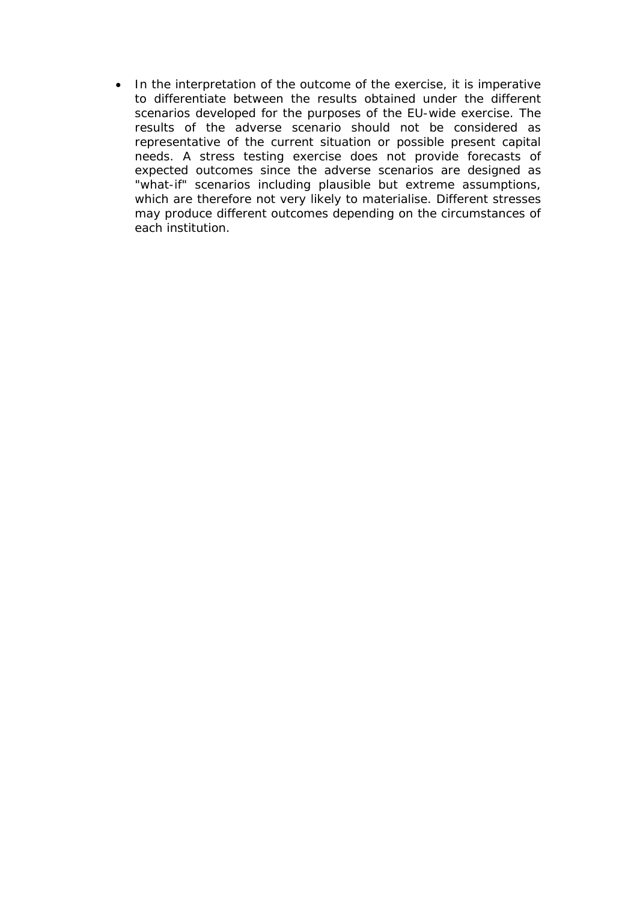- In the interpretation of the outcome of the exercise, it is imperative to differentiate between the results obtained under the different scenarios developed for the purposes of the EU-wide exercise. The results of the adverse scenario should not be considered as representative of the current situation or possible present capital needs. A stress testing exercise does not provide forecasts of expected outcomes since the adverse scenarios are designed as "what-if" scenarios including plausible but extreme assumptions, which are therefore not very likely to materialise. Different stresses may produce different outcomes depending on the circumstances of each institution.